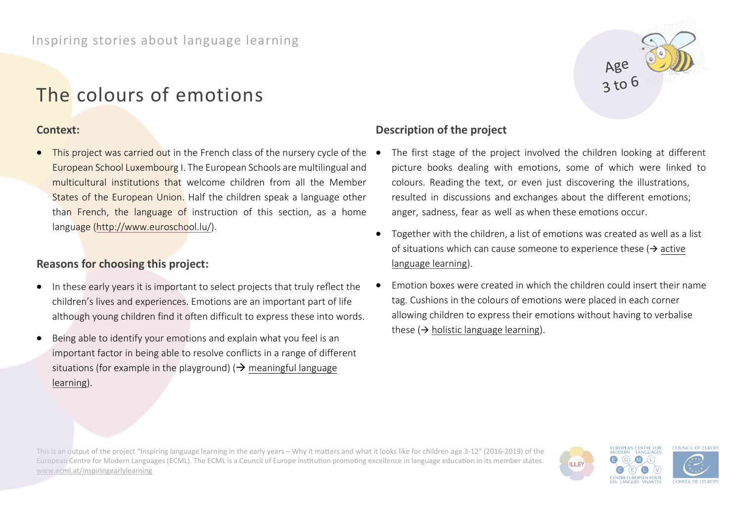Inspiring stories about language learning

# The colours of emotions

Age 3 to 6

## Context:

- This project was carried out in the French class of the nursery cycle of the European School Luxembourg I. The European Schools are multilingual and multicultural institutions that welcome children from all the Member States of the European Union. Half the children speak a language other than French, the language of instruction of this section, as a home language (http://www.euroschool.lu/).

## Reasons for choosing this project:

- In these early years it is important to select projects that truly reflect the children's lives and experiences. Emotions are an important part of life although young children find it often difficult to express these into words.
- Being able to identify your emotions and explain what you feel is an important factor in being able to resolve conflicts in a range of different situations (for example in the playground) (→ meaningful language learning).

## Description of the project

- The first stage of the project involved the children looking at different picture books dealing with emotions, some of which were linked to colours. Reading the text, or even just discovering the illustrations, resulted in discussions and exchanges about the different emotions; anger, sadness, fear as well as when these emotions occur.
- Together with the children, a list of emotions was created as well as a list of situations which can cause someone to experience these (→ active language learning).
- Emotion boxes were created in which the children could insert their name tag. Cushions in the colours of emotions were placed in each corner allowing children to express their emotions without having to verbalise these (→ holistic language learning).

This is an output of the project "Inspiring language learning in the early years – Why it matters and what it looks like for children age 3-12" (2016-2019) of the European Centre for Modern Languages (ECML). The ECML is a Council of Europe institution promoting excellence in language education in its member states. www.ecml.at/inspiringearlylearning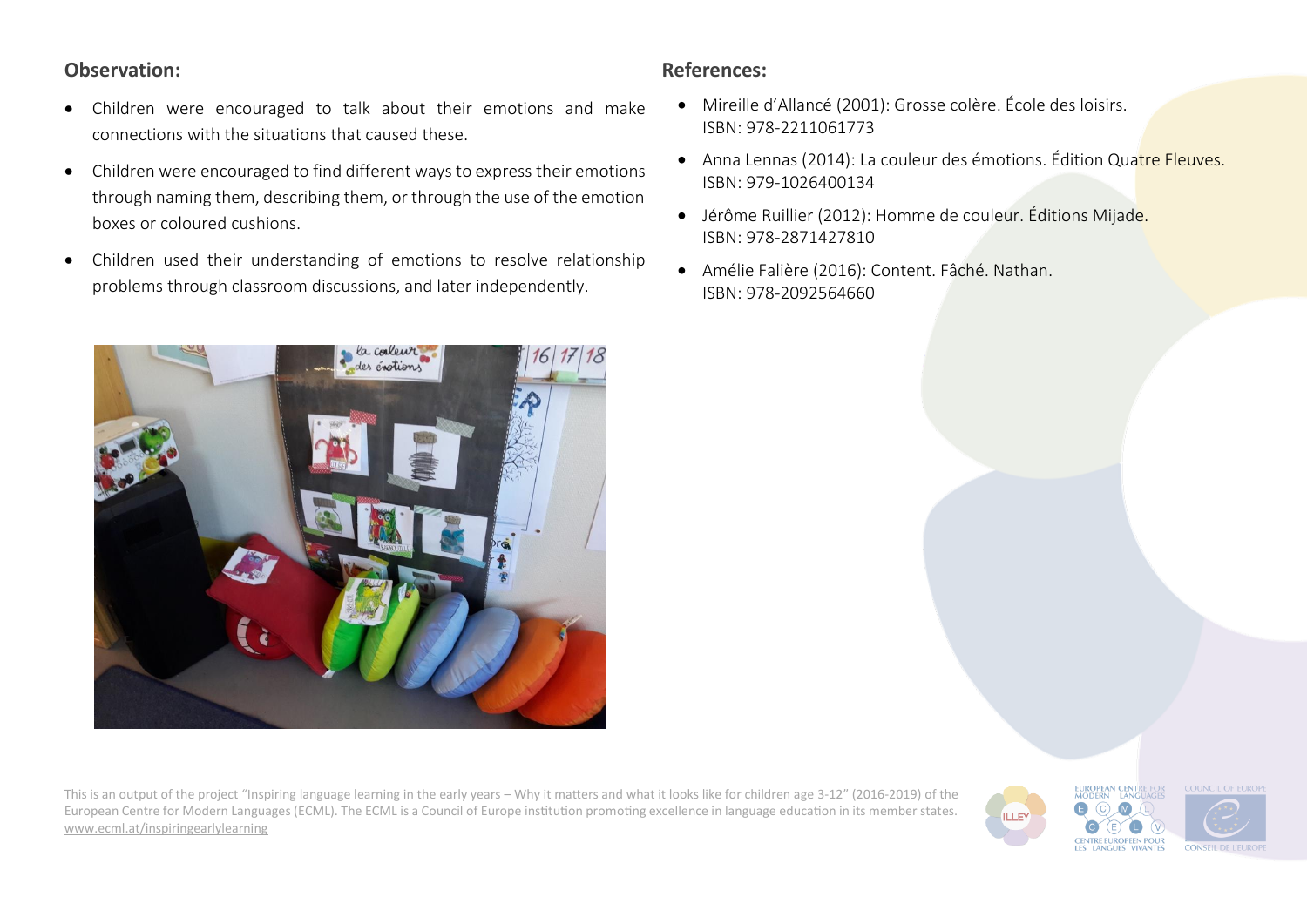## Observation:

- Children were encouraged to talk about their emotions and make connections with the situations that caused these.
- Children were encouraged to find different ways to express their emotions through naming them, describing them, or through the use of the emotion boxes or coloured cushions.
- Children used their understanding of emotions to resolve relationship problems through classroom discussions, and later independently.

## References:

- Mireille d'Allancé (2001): Grosse colère. École des loisirs. ISBN: 978-2211061773
- Anna Lennas (2014): La couleur des émotions. Édition Quatre Fleuves. ISBN: 979-1026400134
- Jérôme Ruillier (2012): Homme de couleur. Éditions Mijade. ISBN: 978-2871427810
- Amélie Falière (2016): Content. Fâché. Nathan. ISBN: 978-2092564660

This is an output of the project "Inspiring language learning in the early years – Why it matters and what it looks like for children age 3-12" (2016-2019) of the European Centre for Modern Languages (ECML). The ECML is a Council of Europe institution promoting excellence in language education in its member states. www.ecml.at/inspiringearlylearning